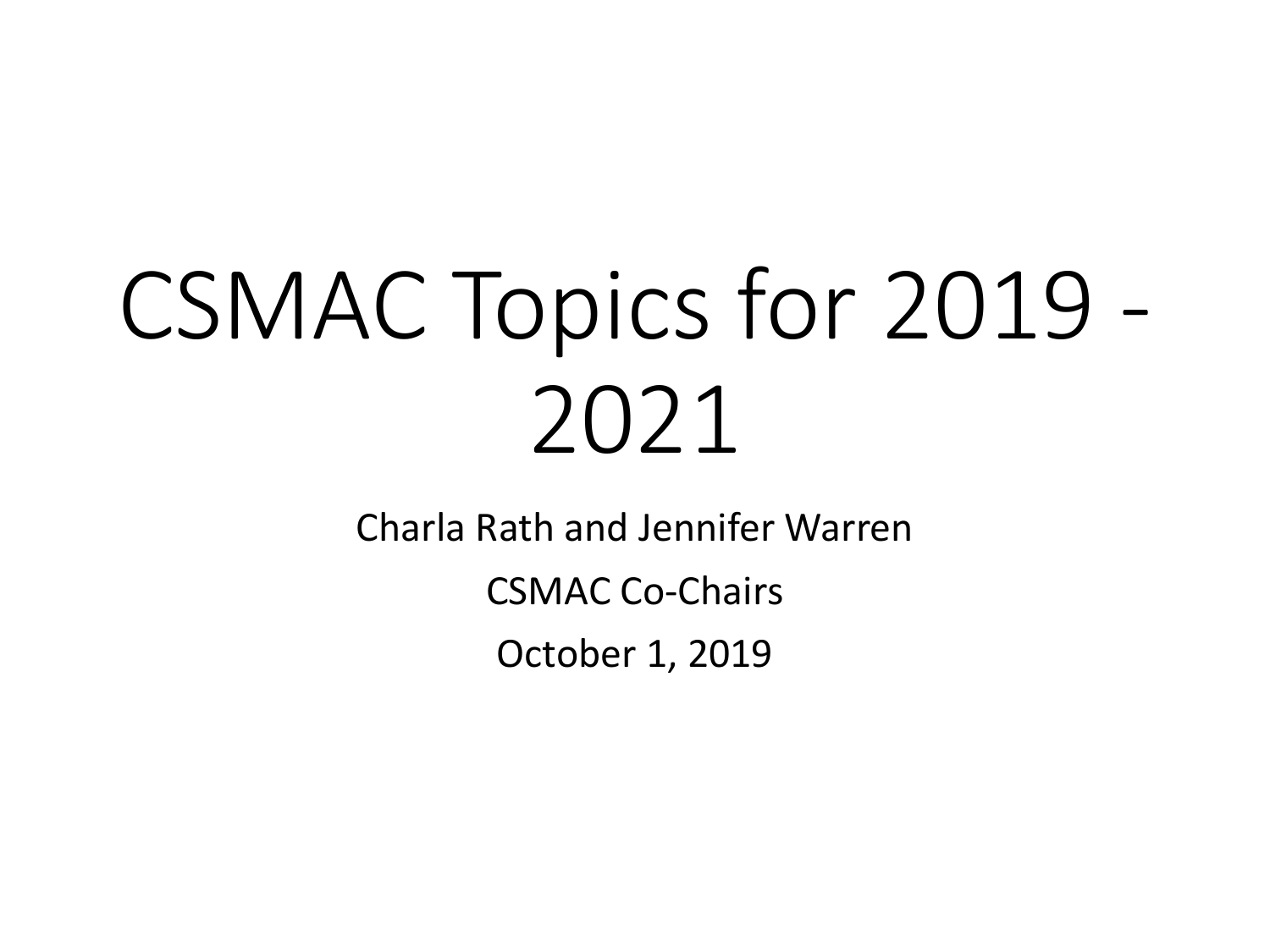# CSMAC Topics for 2019 - 2021

Charla Rath and Jennifer Warren

CSMAC Co-Chairs

October 1, 2019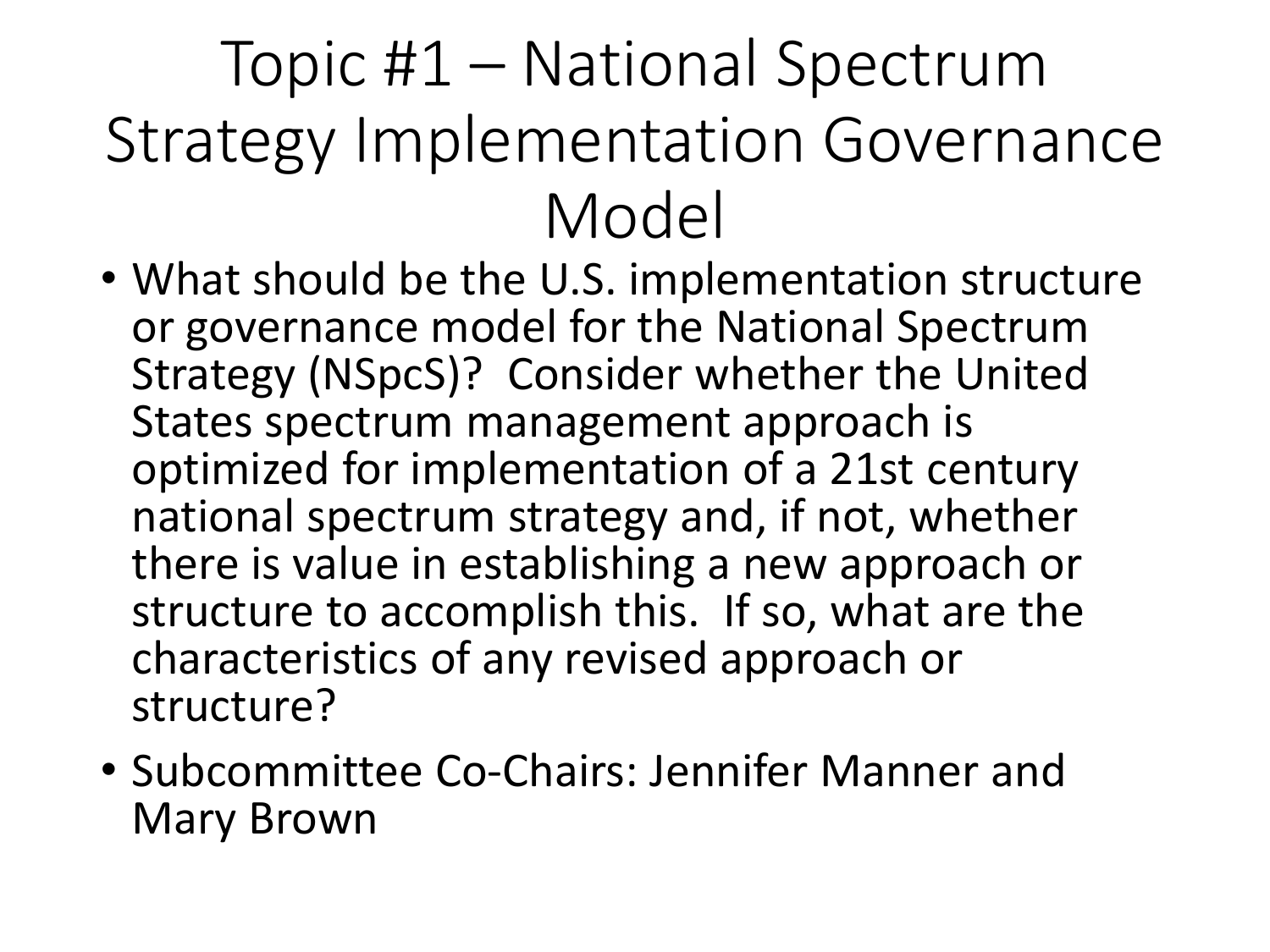# Topic #1 – National Spectrum Strategy Implementation Governance Model

- What should be the U.S. implementation structure or governance model for the National Spectrum Strategy (NSpcS)? Consider whether the United States spectrum management approach is optimized for implementation of a 21st century national spectrum strategy and, if not, whether there is value in establishing a new approach or structure to accomplish this. If so, what are the characteristics of any revised approach or structure?
- Subcommittee Co-Chairs: Jennifer Manner and Mary Brown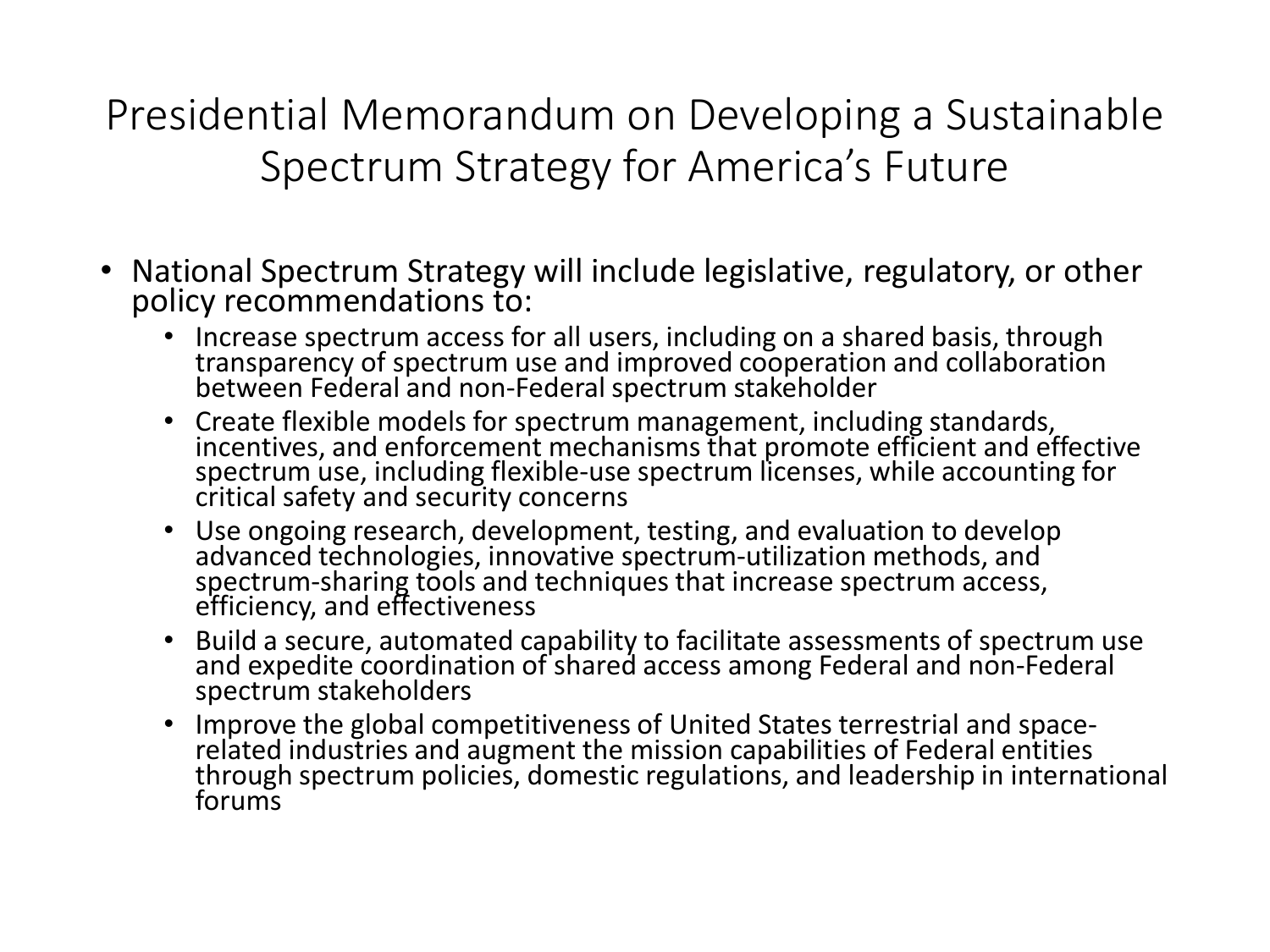# Presidential Memorandum on Developing a Sustainable Spectrum Strategy for America's Future

- National Spectrum Strategy will include legislative, regulatory, or other policy recommendations to:
  - Increase spectrum access for all users, including on a shared basis, through transparency of spectrum use and improved cooperation and collaboration between Federal and non-Federal spectrum stakeholder
  - Create flexible models for spectrum management, including standards, incentives, and enforcement mechanisms that promote efficient and effective spectrum use, including flexible-use spectrum licenses, while accounting for critical safety and security concerns
  - Use ongoing research, development, testing, and evaluation to develop advanced technologies, innovative spectrum-utilization methods, and spectrum-sharing tools and techniques that increase spectrum access, efficiency, and effectiveness
  - Build a secure, automated capability to facilitate assessments of spectrum use and expedite coordination of shared access among Federal and non-Federal spectrum stakeholders
  - Improve the global competitiveness of United States terrestrial and space-related industries and augment the mission capabilities of Federal entities through spectrum policies, domestic regulations, and leadership in international forums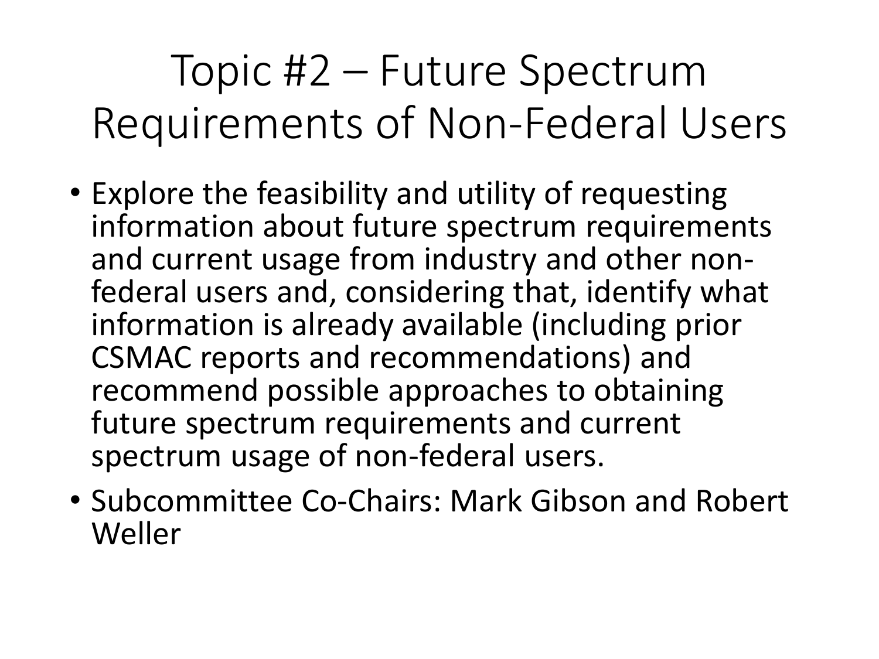# Topic #2 – Future Spectrum Requirements of Non-Federal Users

- Explore the feasibility and utility of requesting information about future spectrum requirements and current usage from industry and other non-federal users and, considering that, identify what information is already available (including prior CSMAC reports and recommendations) and recommend possible approaches to obtaining future spectrum requirements and current spectrum usage of non-federal users.
- Subcommittee Co-Chairs: Mark Gibson and Robert Weller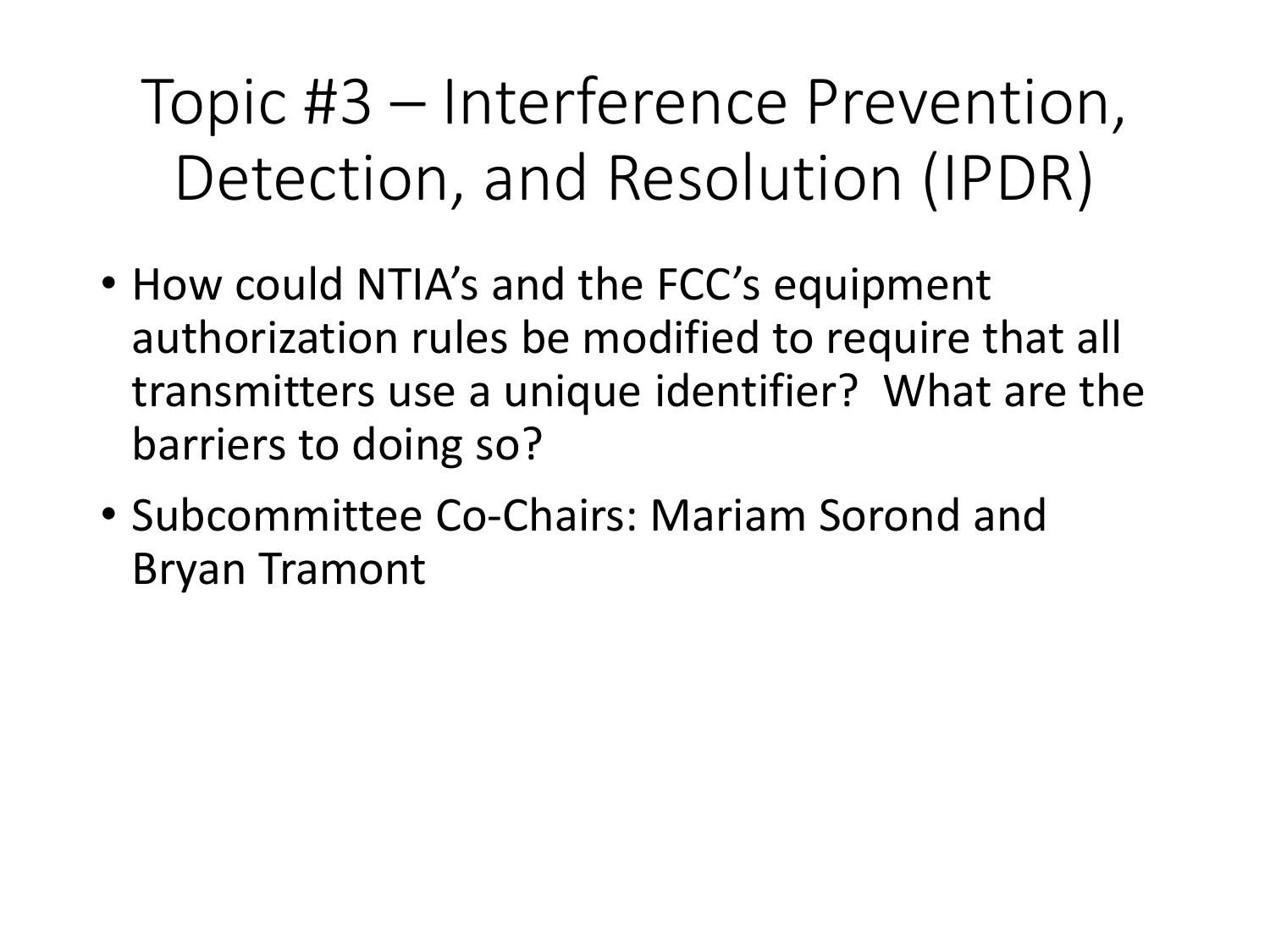# Topic #3 – Interference Prevention, Detection, and Resolution (IPDR)

- How could NTIA's and the FCC's equipment authorization rules be modified to require that all transmitters use a unique identifier? What are the barriers to doing so?
- Subcommittee Co-Chairs: Mariam Sorond and Bryan Tramont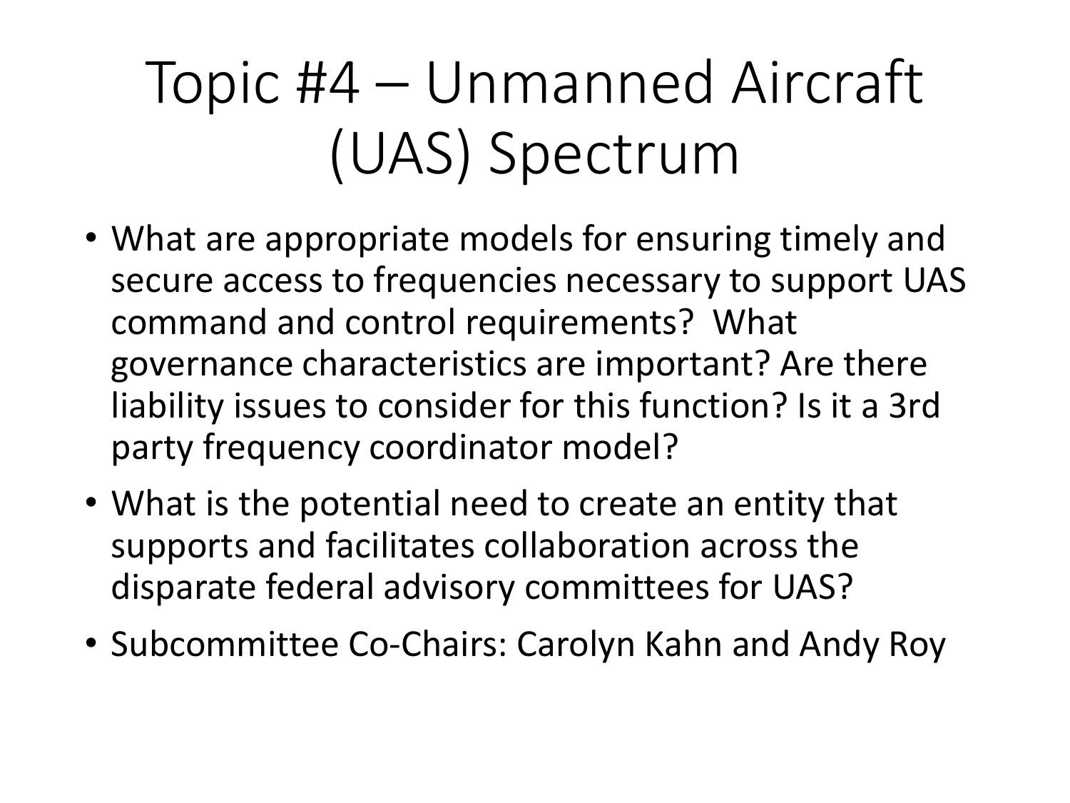# Topic #4 – Unmanned Aircraft (UAS) Spectrum

- What are appropriate models for ensuring timely and secure access to frequencies necessary to support UAS command and control requirements? What governance characteristics are important? Are there liability issues to consider for this function? Is it a 3rd party frequency coordinator model?
- What is the potential need to create an entity that supports and facilitates collaboration across the disparate federal advisory committees for UAS?
- Subcommittee Co-Chairs: Carolyn Kahn and Andy Roy